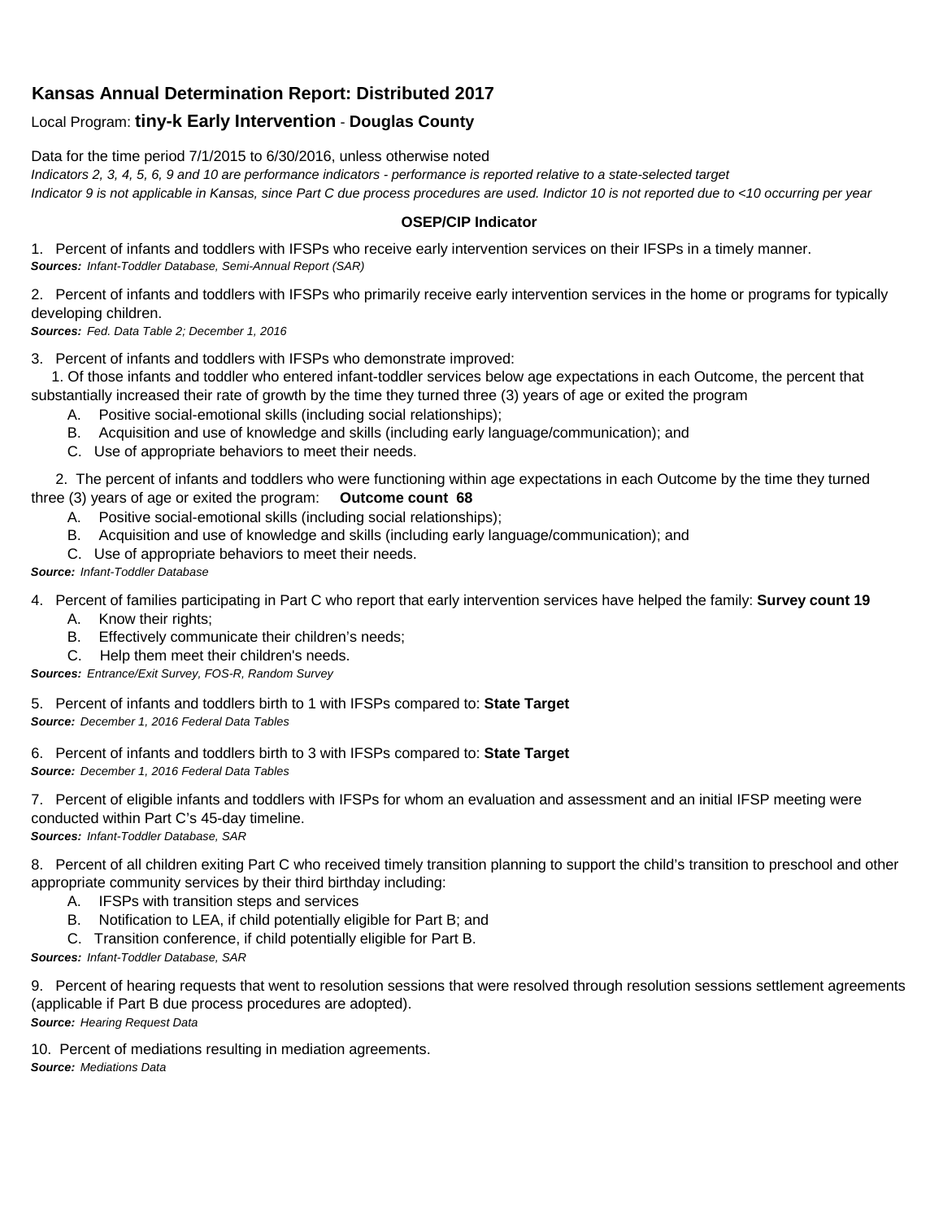## Kansas Annual Determination Report: Distributed 2017

Local Program: **tiny-k Early Intervention** - **Douglas County**

Data for the time period 7/1/2015 to 6/30/2016, unless otherwise noted

*Indicators 2, 3, 4, 5, 6, 9 and 10 are performance indicators - performance is reported relative to a state-selected target*

*Indicator 9 is not applicable in Kansas, since Part C due process procedures are used. Indictor 10 is not reported due to <10 occurring per year*

**OSEP/CIP Indicator**

1. Percent of infants and toddlers with IFSPs who receive early intervention services on their IFSPs in a timely manner.
***Sources:*** *Infant-Toddler Database, Semi-Annual Report (SAR)*

2. Percent of infants and toddlers with IFSPs who primarily receive early intervention services in the home or programs for typically developing children.
***Sources:*** *Fed. Data Table 2; December 1, 2016*

3. Percent of infants and toddlers with IFSPs who demonstrate improved:

   1. Of those infants and toddler who entered infant-toddler services below age expectations in each Outcome, the percent that substantially increased their rate of growth by the time they turned three (3) years of age or exited the program
      - A. Positive social-emotional skills (including social relationships);
      - B. Acquisition and use of knowledge and skills (including early language/communication); and
      - C. Use of appropriate behaviors to meet their needs.

   2. The percent of infants and toddlers who were functioning within age expectations in each Outcome by the time they turned three (3) years of age or exited the program: **Outcome count 68**
      - A. Positive social-emotional skills (including social relationships);
      - B. Acquisition and use of knowledge and skills (including early language/communication); and
      - C. Use of appropriate behaviors to meet their needs.

***Source:*** *Infant-Toddler Database*

4. Percent of families participating in Part C who report that early intervention services have helped the family: **Survey count 19**
   - A. Know their rights;
   - B. Effectively communicate their children's needs;
   - C. Help them meet their children's needs.

***Sources:*** *Entrance/Exit Survey, FOS-R, Random Survey*

5. Percent of infants and toddlers birth to 1 with IFSPs compared to: **State Target**
***Source:*** *December 1, 2016 Federal Data Tables*

6. Percent of infants and toddlers birth to 3 with IFSPs compared to: **State Target**
***Source:*** *December 1, 2016 Federal Data Tables*

7. Percent of eligible infants and toddlers with IFSPs for whom an evaluation and assessment and an initial IFSP meeting were conducted within Part C's 45-day timeline.
***Sources:*** *Infant-Toddler Database, SAR*

8. Percent of all children exiting Part C who received timely transition planning to support the child's transition to preschool and other appropriate community services by their third birthday including:
   - A. IFSPs with transition steps and services
   - B. Notification to LEA, if child potentially eligible for Part B; and
   - C. Transition conference, if child potentially eligible for Part B.

***Sources:*** *Infant-Toddler Database, SAR*

9. Percent of hearing requests that went to resolution sessions that were resolved through resolution sessions settlement agreements (applicable if Part B due process procedures are adopted).
***Source:*** *Hearing Request Data*

10. Percent of mediations resulting in mediation agreements.
***Source:*** *Mediations Data*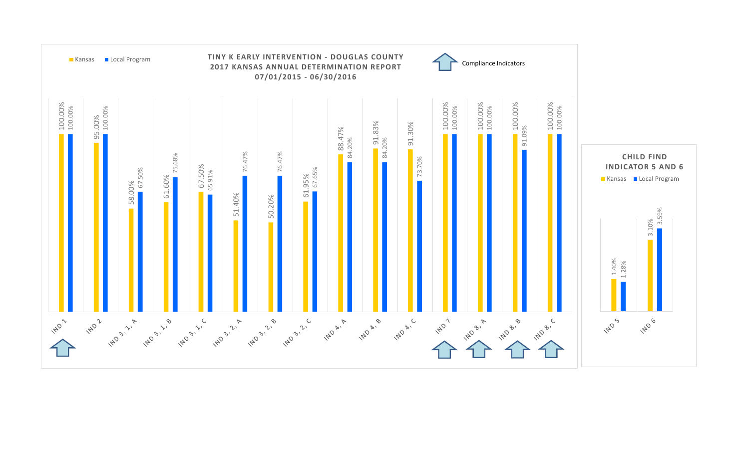Kansas Local Program

**TINY K EARLY INTERVENTION - DOUGLAS COUNTY**
**2017 KANSAS ANNUAL DETERMINATION REPORT**
**07/01/2015 - 06/30/2016**

Compliance Indicators

100.00% 100.00%
95.00% 100.00%
58.00% 67.50%
61.60% 75.68%
67.50% 65.91%
51.40% 76.47%
50.20% 76.47%
61.95% 67.65%
88.47% 84.20%
91.83% 84.20%
91.30% 73.70%
100.00% 100.00%
100.00% 100.00%
100.00% 91.09%
100.00% 100.00%

IND 1
IND 2
IND 3, 1, A
IND 3, 1, B
IND 3, 1, C
IND 3, 2, A
IND 3, 2, B
IND 3, 2, C
IND 4, A
IND 4, B
IND 4, C
IND 7
IND 8, A
IND 8, B
IND 8, C

**CHILD FIND**
**INDICATOR 5 AND 6**

Kansas Local Program

1.40% 1.28%
3.10% 3.59%

IND 5
IND 6